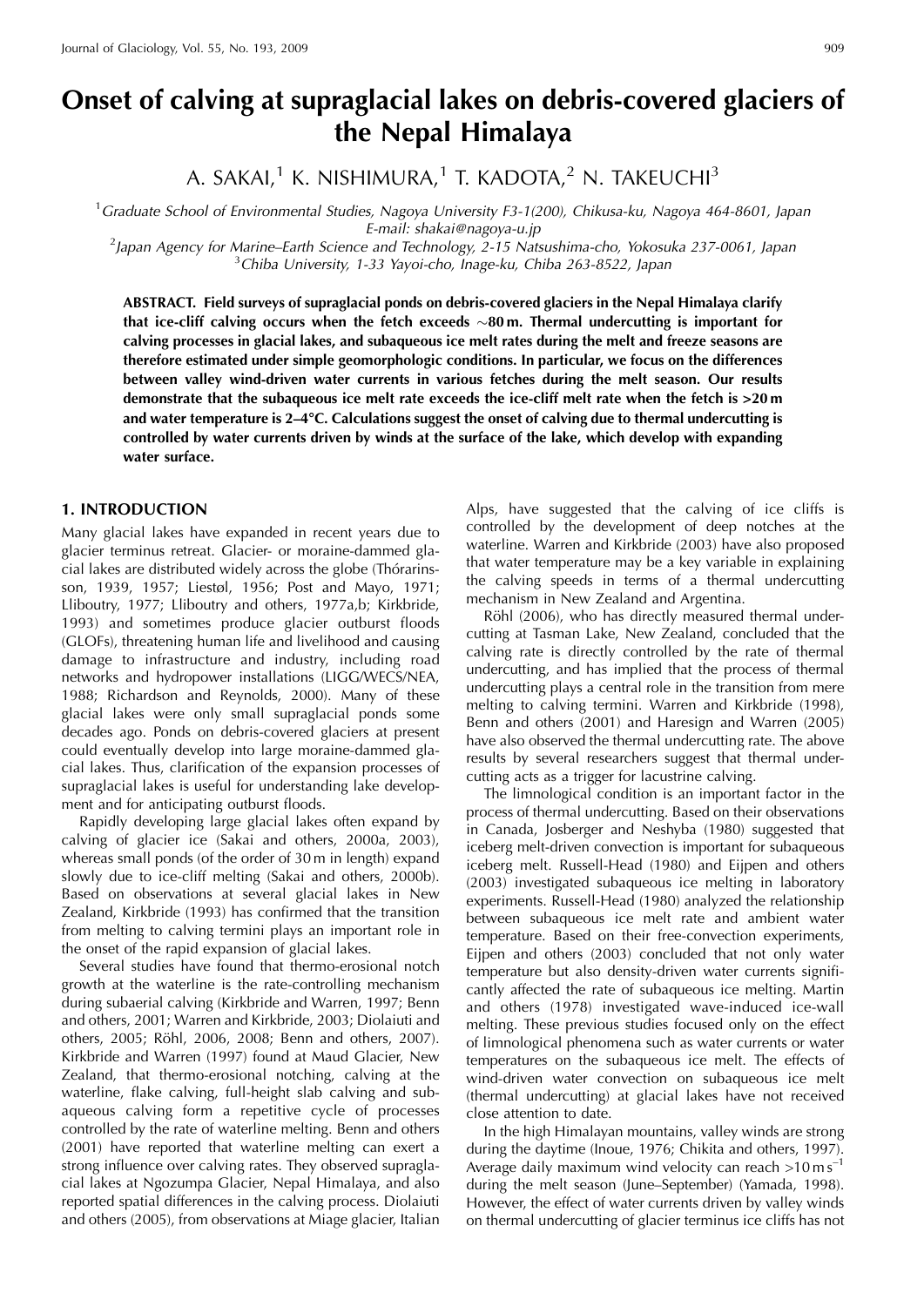# Onset of calving at supraglacial lakes on debris-covered glaciers of the Nepal Himalaya

A. SAKAI,[1] K. NISHIMURA,[1] T. KADOTA,[2] N. TAKEUCHI[3]

[1]*Graduate School of Environmental Studies, Nagoya University F3-1(200), Chikusa-ku, Nagoya 464-8601, Japan*
*E-mail: shakai@nagoya-u.jp*
[2]*Japan Agency for Marine–Earth Science and Technology, 2-15 Natsushima-cho, Yokosuka 237-0061, Japan*
[3]*Chiba University, 1-33 Yayoi-cho, Inage-ku, Chiba 263-8522, Japan*

**ABSTRACT. Field surveys of supraglacial ponds on debris-covered glaciers in the Nepal Himalaya clarify that ice-cliff calving occurs when the fetch exceeds ~80 m. Thermal undercutting is important for calving processes in glacial lakes, and subaqueous ice melt rates during the melt and freeze seasons are therefore estimated under simple geomorphologic conditions. In particular, we focus on the differences between valley wind-driven water currents in various fetches during the melt season. Our results demonstrate that the subaqueous ice melt rate exceeds the ice-cliff melt rate when the fetch is >20 m and water temperature is 2–4°C. Calculations suggest the onset of calving due to thermal undercutting is controlled by water currents driven by winds at the surface of the lake, which develop with expanding water surface.**

## 1. INTRODUCTION

Many glacial lakes have expanded in recent years due to glacier terminus retreat. Glacier- or moraine-dammed glacial lakes are distributed widely across the globe (Thórarinsson, 1939, 1957; Liestøl, 1956; Post and Mayo, 1971; Lliboutry, 1977; Lliboutry and others, 1977a,b; Kirkbride, 1993) and sometimes produce glacier outburst floods (GLOFs), threatening human life and livelihood and causing damage to infrastructure and industry, including road networks and hydropower installations (LIGG/WECS/NEA, 1988; Richardson and Reynolds, 2000). Many of these glacial lakes were only small supraglacial ponds some decades ago. Ponds on debris-covered glaciers at present could eventually develop into large moraine-dammed glacial lakes. Thus, clarification of the expansion processes of supraglacial lakes is useful for understanding lake development and for anticipating outburst floods.

Rapidly developing large glacial lakes often expand by calving of glacier ice (Sakai and others, 2000a, 2003), whereas small ponds (of the order of 30 m in length) expand slowly due to ice-cliff melting (Sakai and others, 2000b). Based on observations at several glacial lakes in New Zealand, Kirkbride (1993) has confirmed that the transition from melting to calving termini plays an important role in the onset of the rapid expansion of glacial lakes.

Several studies have found that thermo-erosional notch growth at the waterline is the rate-controlling mechanism during subaerial calving (Kirkbride and Warren, 1997; Benn and others, 2001; Warren and Kirkbride, 2003; Diolaiuti and others, 2005; Röhl, 2006, 2008; Benn and others, 2007). Kirkbride and Warren (1997) found at Maud Glacier, New Zealand, that thermo-erosional notching, calving at the waterline, flake calving, full-height slab calving and subaqueous calving form a repetitive cycle of processes controlled by the rate of waterline melting. Benn and others (2001) have reported that waterline melting can exert a strong influence over calving rates. They observed supraglacial lakes at Ngozumpa Glacier, Nepal Himalaya, and also reported spatial differences in the calving process. Diolaiuti and others (2005), from observations at Miage glacier, Italian Alps, have suggested that the calving of ice cliffs is controlled by the development of deep notches at the waterline. Warren and Kirkbride (2003) have also proposed that water temperature may be a key variable in explaining the calving speeds in terms of a thermal undercutting mechanism in New Zealand and Argentina.

Röhl (2006), who has directly measured thermal undercutting at Tasman Lake, New Zealand, concluded that the calving rate is directly controlled by the rate of thermal undercutting, and has implied that the process of thermal undercutting plays a central role in the transition from mere melting to calving termini. Warren and Kirkbride (1998), Benn and others (2001) and Haresign and Warren (2005) have also observed the thermal undercutting rate. The above results by several researchers suggest that thermal undercutting acts as a trigger for lacustrine calving.

The limnological condition is an important factor in the process of thermal undercutting. Based on their observations in Canada, Josberger and Neshyba (1980) suggested that iceberg melt-driven convection is important for subaqueous iceberg melt. Russell-Head (1980) and Eijpen and others (2003) investigated subaqueous ice melting in laboratory experiments. Russell-Head (1980) analyzed the relationship between subaqueous ice melt rate and ambient water temperature. Based on their free-convection experiments, Eijpen and others (2003) concluded that not only water temperature but also density-driven water currents significantly affected the rate of subaqueous ice melting. Martin and others (1978) investigated wave-induced ice-wall melting. These previous studies focused only on the effect of limnological phenomena such as water currents or water temperatures on the subaqueous ice melt. The effects of wind-driven water convection on subaqueous ice melt (thermal undercutting) at glacial lakes have not received close attention to date.

In the high Himalayan mountains, valley winds are strong during the daytime (Inoue, 1976; Chikita and others, 1997). Average daily maximum wind velocity can reach >10 m s$^{-1}$ during the melt season (June–September) (Yamada, 1998). However, the effect of water currents driven by valley winds on thermal undercutting of glacier terminus ice cliffs has not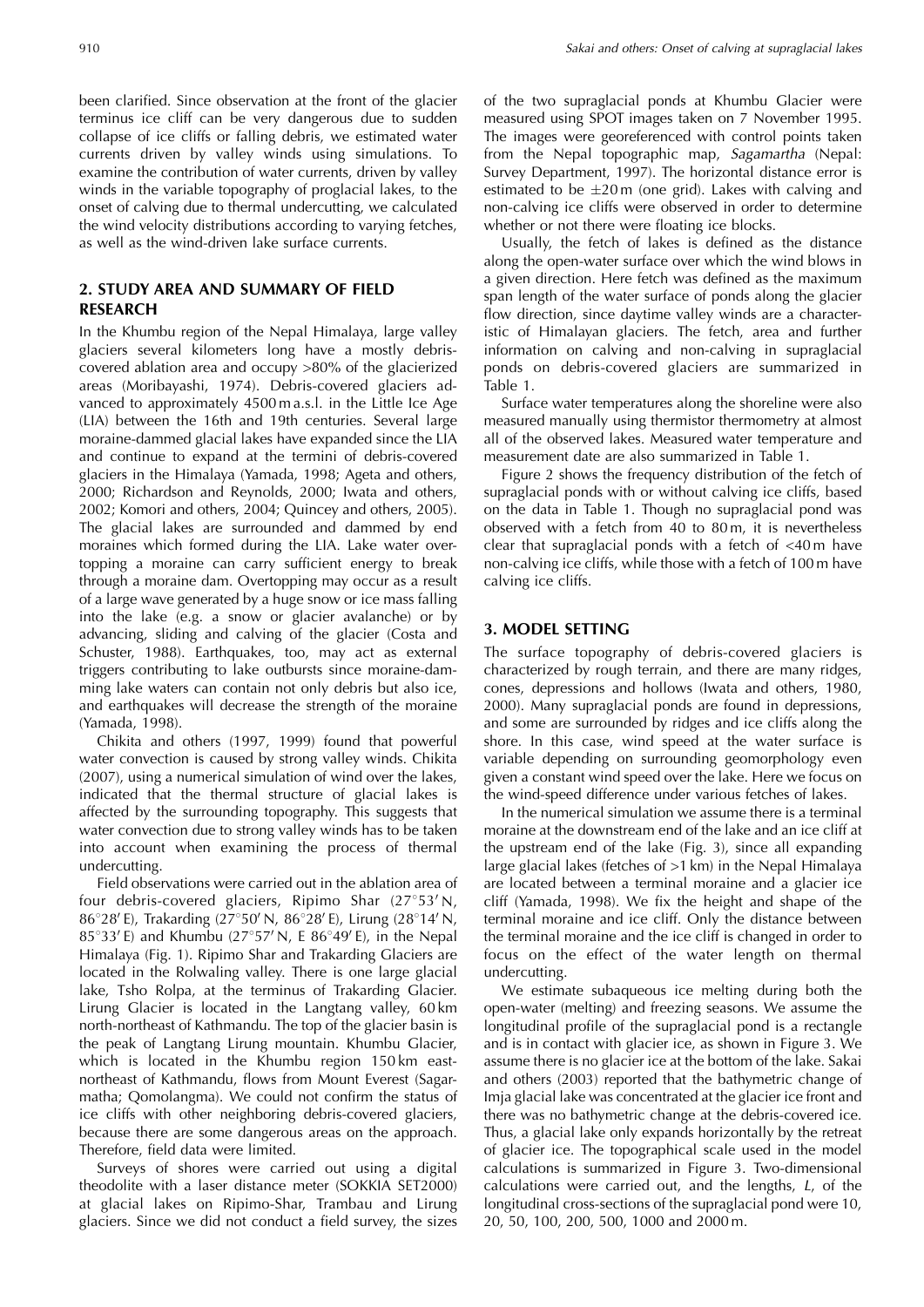been clarified. Since observation at the front of the glacier terminus ice cliff can be very dangerous due to sudden collapse of ice cliffs or falling debris, we estimated water currents driven by valley winds using simulations. To examine the contribution of water currents, driven by valley winds in the variable topography of proglacial lakes, to the onset of calving due to thermal undercutting, we calculated the wind velocity distributions according to varying fetches, as well as the wind-driven lake surface currents.

## 2. STUDY AREA AND SUMMARY OF FIELD RESEARCH

In the Khumbu region of the Nepal Himalaya, large valley glaciers several kilometers long have a mostly debris-covered ablation area and occupy >80% of the glacierized areas (Moribayashi, 1974). Debris-covered glaciers advanced to approximately 4500 m a.s.l. in the Little Ice Age (LIA) between the 16th and 19th centuries. Several large moraine-dammed glacial lakes have expanded since the LIA and continue to expand at the termini of debris-covered glaciers in the Himalaya (Yamada, 1998; Ageta and others, 2000; Richardson and Reynolds, 2000; Iwata and others, 2002; Komori and others, 2004; Quincey and others, 2005). The glacial lakes are surrounded and dammed by end moraines which formed during the LIA. Lake water overtopping a moraine can carry sufficient energy to break through a moraine dam. Overtopping may occur as a result of a large wave generated by a huge snow or ice mass falling into the lake (e.g. a snow or glacier avalanche) or by advancing, sliding and calving of the glacier (Costa and Schuster, 1988). Earthquakes, too, may act as external triggers contributing to lake outbursts since moraine-damming lake waters can contain not only debris but also ice, and earthquakes will decrease the strength of the moraine (Yamada, 1998).

Chikita and others (1997, 1999) found that powerful water convection is caused by strong valley winds. Chikita (2007), using a numerical simulation of wind over the lakes, indicated that the thermal structure of glacial lakes is affected by the surrounding topography. This suggests that water convection due to strong valley winds has to be taken into account when examining the process of thermal undercutting.

Field observations were carried out in the ablation area of four debris-covered glaciers, Ripimo Shar (27°53′ N, 86°28′ E), Trakarding (27°50′ N, 86°28′ E), Lirung (28°14′ N, 85°33′ E) and Khumbu (27°57′ N, E 86°49′ E), in the Nepal Himalaya (Fig. 1). Ripimo Shar and Trakarding Glaciers are located in the Rolwaling valley. There is one large glacial lake, Tsho Rolpa, at the terminus of Trakarding Glacier. Lirung Glacier is located in the Langtang valley, 60 km north-northeast of Kathmandu. The top of the glacier basin is the peak of Langtang Lirung mountain. Khumbu Glacier, which is located in the Khumbu region 150 km east-northeast of Kathmandu, flows from Mount Everest (Sagarmatha; Qomolangma). We could not confirm the status of ice cliffs with other neighboring debris-covered glaciers, because there are some dangerous areas on the approach. Therefore, field data were limited.

Surveys of shores were carried out using a digital theodolite with a laser distance meter (SOKKIA SET2000) at glacial lakes on Ripimo-Shar, Trambau and Lirung glaciers. Since we did not conduct a field survey, the sizes of the two supraglacial ponds at Khumbu Glacier were measured using SPOT images taken on 7 November 1995. The images were georeferenced with control points taken from the Nepal topographic map, *Sagamartha* (Nepal: Survey Department, 1997). The horizontal distance error is estimated to be ±20 m (one grid). Lakes with calving and non-calving ice cliffs were observed in order to determine whether or not there were floating ice blocks.

Usually, the fetch of lakes is defined as the distance along the open-water surface over which the wind blows in a given direction. Here fetch was defined as the maximum span length of the water surface of ponds along the glacier flow direction, since daytime valley winds are a characteristic of Himalayan glaciers. The fetch, area and further information on calving and non-calving in supraglacial ponds on debris-covered glaciers are summarized in Table 1.

Surface water temperatures along the shoreline were also measured manually using thermistor thermometry at almost all of the observed lakes. Measured water temperature and measurement date are also summarized in Table 1.

Figure 2 shows the frequency distribution of the fetch of supraglacial ponds with or without calving ice cliffs, based on the data in Table 1. Though no supraglacial pond was observed with a fetch from 40 to 80 m, it is nevertheless clear that supraglacial ponds with a fetch of <40 m have non-calving ice cliffs, while those with a fetch of 100 m have calving ice cliffs.

## 3. MODEL SETTING

The surface topography of debris-covered glaciers is characterized by rough terrain, and there are many ridges, cones, depressions and hollows (Iwata and others, 1980, 2000). Many supraglacial ponds are found in depressions, and some are surrounded by ridges and ice cliffs along the shore. In this case, wind speed at the water surface is variable depending on surrounding geomorphology even given a constant wind speed over the lake. Here we focus on the wind-speed difference under various fetches of lakes.

In the numerical simulation we assume there is a terminal moraine at the downstream end of the lake and an ice cliff at the upstream end of the lake (Fig. 3), since all expanding large glacial lakes (fetches of >1 km) in the Nepal Himalaya are located between a terminal moraine and a glacier ice cliff (Yamada, 1998). We fix the height and shape of the terminal moraine and ice cliff. Only the distance between the terminal moraine and the ice cliff is changed in order to focus on the effect of the water length on thermal undercutting.

We estimate subaqueous ice melting during both the open-water (melting) and freezing seasons. We assume the longitudinal profile of the supraglacial pond is a rectangle and is in contact with glacier ice, as shown in Figure 3. We assume there is no glacier ice at the bottom of the lake. Sakai and others (2003) reported that the bathymetric change of Imja glacial lake was concentrated at the glacier ice front and there was no bathymetric change at the debris-covered ice. Thus, a glacial lake only expands horizontally by the retreat of glacier ice. The topographical scale used in the model calculations is summarized in Figure 3. Two-dimensional calculations were carried out, and the lengths, $L$, of the longitudinal cross-sections of the supraglacial pond were 10, 20, 50, 100, 200, 500, 1000 and 2000 m.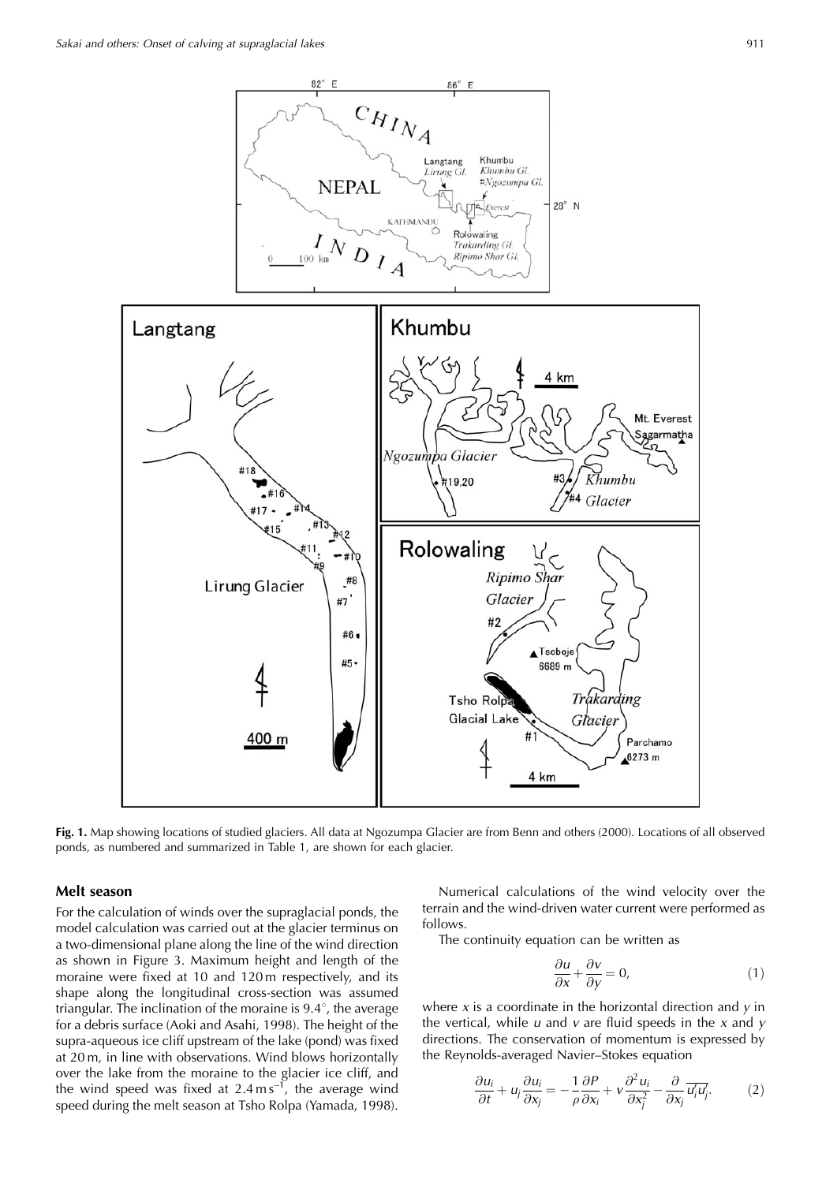**Fig. 1.** Map showing locations of studied glaciers. All data at Ngozumpa Glacier are from Benn and others (2000). Locations of all observed ponds, as numbered and summarized in Table 1, are shown for each glacier.

## Melt season

For the calculation of winds over the supraglacial ponds, the model calculation was carried out at the glacier terminus on a two-dimensional plane along the line of the wind direction as shown in Figure 3. Maximum height and length of the moraine were fixed at 10 and 120 m respectively, and its shape along the longitudinal cross-section was assumed triangular. The inclination of the moraine is 9.4°, the average for a debris surface (Aoki and Asahi, 1998). The height of the supra-aqueous ice cliff upstream of the lake (pond) was fixed at 20 m, in line with observations. Wind blows horizontally over the lake from the moraine to the glacier ice cliff, and the wind speed was fixed at $2.4\,\mathrm{m\,s^{-1}}$, the average wind speed during the melt season at Tsho Rolpa (Yamada, 1998).

Numerical calculations of the wind velocity over the terrain and the wind-driven water current were performed as follows.

The continuity equation can be written as

$$\frac{\partial u}{\partial x} + \frac{\partial v}{\partial y} = 0, \tag{1}$$

where $x$ is a coordinate in the horizontal direction and $y$ in the vertical, while $u$ and $v$ are fluid speeds in the $x$ and $y$ directions. The conservation of momentum is expressed by the Reynolds-averaged Navier–Stokes equation

$$\frac{\partial u_i}{\partial t} + u_j \frac{\partial u_i}{\partial x_j} = -\frac{1}{\rho}\frac{\partial P}{\partial x_i} + \nu \frac{\partial^2 u_i}{\partial x_j^2} - \frac{\partial}{\partial x_j}\overline{u_i' u_j'}. \tag{2}$$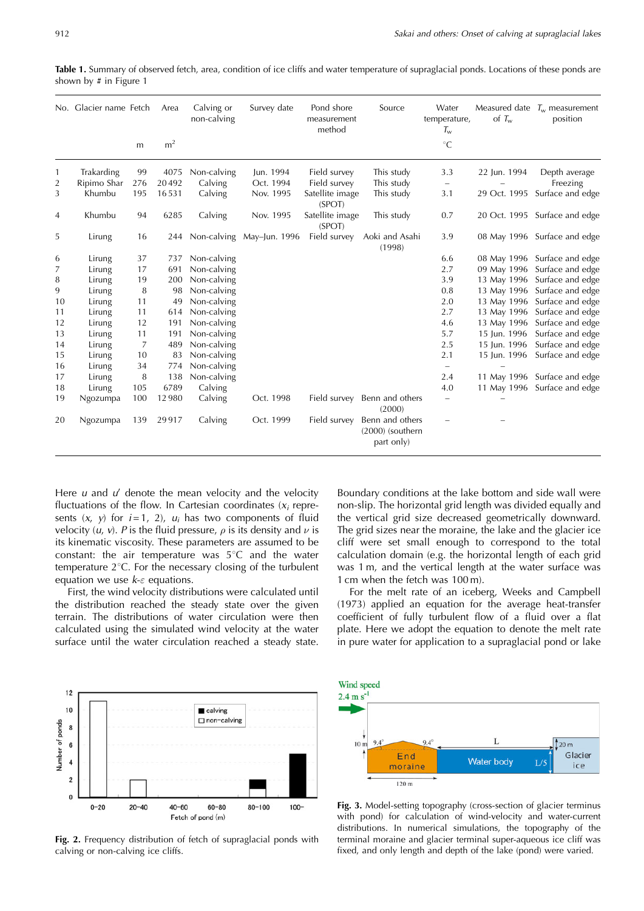**Table 1.** Summary of observed fetch, area, condition of ice cliffs and water temperature of supraglacial ponds. Locations of these ponds are shown by # in Figure 1

| No. | Glacier name | Fetch | Area | Calving or non-calving | Survey date | Pond shore measurement method | Source | Water temperature, $T_w$ | Measured date of $T_w$ | $T_w$ measurement position |
|---|---|---|---|---|---|---|---|---|---|---|
| | | m | m$^2$ | | | | | °C | | |
| 1 | Trakarding | 99 | 4075 | Non-calving | Jun. 1994 | Field survey | This study | 3.3 | 22 Jun. 1994 | Depth average |
| 2 | Ripimo Shar | 276 | 20 492 | Calving | Oct. 1994 | Field survey | This study | – | – | Freezing |
| 3 | Khumbu | 195 | 16 531 | Calving | Nov. 1995 | Satellite image (SPOT) | This study | 3.1 | 29 Oct. 1995 | Surface and edge |
| 4 | Khumbu | 94 | 6285 | Calving | Nov. 1995 | Satellite image (SPOT) | This study | 0.7 | 20 Oct. 1995 | Surface and edge |
| 5 | Lirung | 16 | 244 | Non-calving | May–Jun. 1996 | Field survey | Aoki and Asahi (1998) | 3.9 | 08 May 1996 | Surface and edge |
| 6 | Lirung | 37 | 737 | Non-calving | | | | 6.6 | 08 May 1996 | Surface and edge |
| 7 | Lirung | 17 | 691 | Non-calving | | | | 2.7 | 09 May 1996 | Surface and edge |
| 8 | Lirung | 19 | 200 | Non-calving | | | | 3.9 | 13 May 1996 | Surface and edge |
| 9 | Lirung | 8 | 98 | Non-calving | | | | 0.8 | 13 May 1996 | Surface and edge |
| 10 | Lirung | 11 | 49 | Non-calving | | | | 2.0 | 13 May 1996 | Surface and edge |
| 11 | Lirung | 11 | 614 | Non-calving | | | | 2.7 | 13 May 1996 | Surface and edge |
| 12 | Lirung | 12 | 191 | Non-calving | | | | 4.6 | 13 May 1996 | Surface and edge |
| 13 | Lirung | 11 | 191 | Non-calving | | | | 5.7 | 15 Jun. 1996 | Surface and edge |
| 14 | Lirung | 7 | 489 | Non-calving | | | | 2.5 | 15 Jun. 1996 | Surface and edge |
| 15 | Lirung | 10 | 83 | Non-calving | | | | 2.1 | 15 Jun. 1996 | Surface and edge |
| 16 | Lirung | 34 | 774 | Non-calving | | | | – | – | |
| 17 | Lirung | 8 | 138 | Non-calving | | | | 2.4 | 11 May 1996 | Surface and edge |
| 18 | Lirung | 105 | 6789 | Calving | | | | 4.0 | 11 May 1996 | Surface and edge |
| 19 | Ngozumpa | 100 | 12 980 | Calving | Oct. 1998 | Field survey | Benn and others (2000) | – | – | |
| 20 | Ngozumpa | 139 | 29 917 | Calving | Oct. 1999 | Field survey | Benn and others (2000) (southern part only) | – | – | |

Here $u$ and $u'$ denote the mean velocity and the velocity fluctuations of the flow. In Cartesian coordinates ($x_i$ represents ($x$, $y$) for $i = 1$, 2), $u_i$ has two components of fluid velocity ($u$, $v$). $P$ is the fluid pressure, $\rho$ is its density and $\nu$ is its kinematic viscosity. These parameters are assumed to be constant: the air temperature was 5°C and the water temperature 2°C. For the necessary closing of the turbulent equation we use $k$-$\varepsilon$ equations.

First, the wind velocity distributions were calculated until the distribution reached the steady state over the given terrain. The distributions of water circulation were then calculated using the simulated wind velocity at the water surface until the water circulation reached a steady state. Boundary conditions at the lake bottom and side wall were non-slip. The horizontal grid length was divided equally and the vertical grid size decreased geometrically downward. The grid sizes near the moraine, the lake and the glacier ice cliff were set small enough to correspond to the total calculation domain (e.g. the horizontal length of each grid was 1 m, and the vertical length at the water surface was 1 cm when the fetch was 100 m).

For the melt rate of an iceberg, Weeks and Campbell (1973) applied an equation for the average heat-transfer coefficient of fully turbulent flow of a fluid over a flat plate. Here we adopt the equation to denote the melt rate in pure water for application to a supraglacial pond or lake

**Fig. 2.** Frequency distribution of fetch of supraglacial ponds with calving or non-calving ice cliffs.

**Fig. 3.** Model-setting topography (cross-section of glacier terminus with pond) for calculation of wind-velocity and water-current distributions. In numerical simulations, the topography of the terminal moraine and glacier terminal super-aqueous ice cliff was fixed, and only length and depth of the lake (pond) were varied.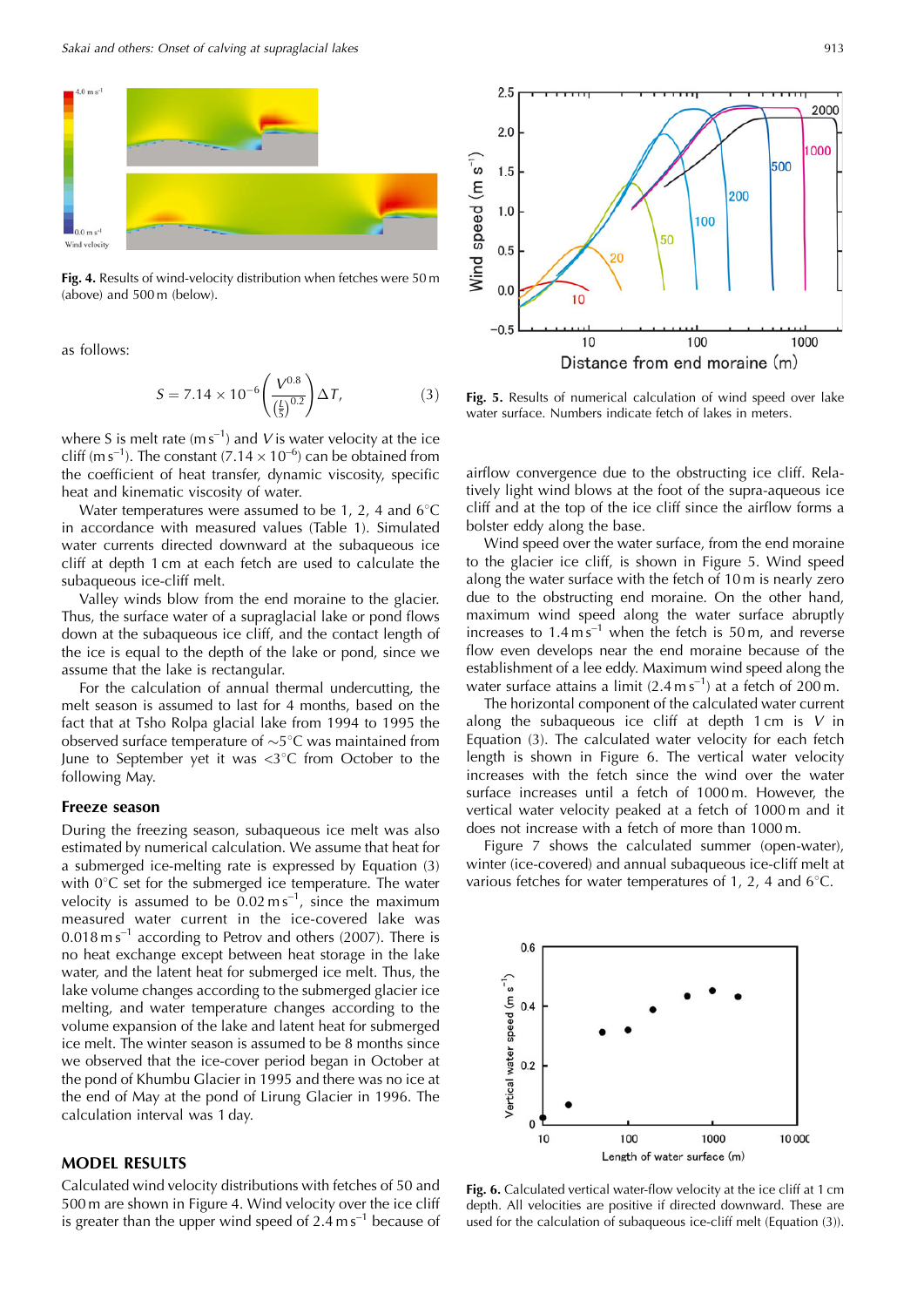Fig. 4. Results of wind-velocity distribution when fetches were 50 m (above) and 500 m (below).

as follows:

$$S = 7.14 \times 10^{-6} \left( \frac{V^{0.8}}{\left(\frac{L}{5}\right)^{0.2}} \right) \Delta T, \qquad (3)$$

where S is melt rate (m s$^{-1}$) and $V$ is water velocity at the ice cliff (m s$^{-1}$). The constant ($7.14 \times 10^{-6}$) can be obtained from the coefficient of heat transfer, dynamic viscosity, specific heat and kinematic viscosity of water.

Water temperatures were assumed to be 1, 2, 4 and 6°C in accordance with measured values (Table 1). Simulated water currents directed downward at the subaqueous ice cliff at depth 1 cm at each fetch are used to calculate the subaqueous ice-cliff melt.

Valley winds blow from the end moraine to the glacier. Thus, the surface water of a supraglacial lake or pond flows down at the subaqueous ice cliff, and the contact length of the ice is equal to the depth of the lake or pond, since we assume that the lake is rectangular.

For the calculation of annual thermal undercutting, the melt season is assumed to last for 4 months, based on the fact that at Tsho Rolpa glacial lake from 1994 to 1995 the observed surface temperature of ~5°C was maintained from June to September yet it was <3°C from October to the following May.

### Freeze season

During the freezing season, subaqueous ice melt was also estimated by numerical calculation. We assume that heat for a submerged ice-melting rate is expressed by Equation (3) with 0°C set for the submerged ice temperature. The water velocity is assumed to be 0.02 m s$^{-1}$, since the maximum measured water current in the ice-covered lake was 0.018 m s$^{-1}$ according to Petrov and others (2007). There is no heat exchange except between heat storage in the lake water, and the latent heat for submerged ice melt. Thus, the lake volume changes according to the submerged glacier ice melting, and water temperature changes according to the volume expansion of the lake and latent heat for submerged ice melt. The winter season is assumed to be 8 months since we observed that the ice-cover period began in October at the pond of Khumbu Glacier in 1995 and there was no ice at the end of May at the pond of Lirung Glacier in 1996. The calculation interval was 1 day.

## MODEL RESULTS

Calculated wind velocity distributions with fetches of 50 and 500 m are shown in Figure 4. Wind velocity over the ice cliff is greater than the upper wind speed of 2.4 m s$^{-1}$ because of airflow convergence due to the obstructing ice cliff. Relatively light wind blows at the foot of the supra-aqueous ice cliff and at the top of the ice cliff since the airflow forms a bolster eddy along the base.

Wind speed over the water surface, from the end moraine to the glacier ice cliff, is shown in Figure 5. Wind speed along the water surface with the fetch of 10 m is nearly zero due to the obstructing end moraine. On the other hand, maximum wind speed along the water surface abruptly increases to 1.4 m s$^{-1}$ when the fetch is 50 m, and reverse flow even develops near the end moraine because of the establishment of a lee eddy. Maximum wind speed along the water surface attains a limit (2.4 m s$^{-1}$) at a fetch of 200 m.

The horizontal component of the calculated water current along the subaqueous ice cliff at depth 1 cm is $V$ in Equation (3). The calculated water velocity for each fetch length is shown in Figure 6. The vertical water velocity increases with the fetch since the wind over the water surface increases until a fetch of 1000 m. However, the vertical water velocity peaked at a fetch of 1000 m and it does not increase with a fetch of more than 1000 m.

Figure 7 shows the calculated summer (open-water), winter (ice-covered) and annual subaqueous ice-cliff melt at various fetches for water temperatures of 1, 2, 4 and 6°C.

Fig. 5. Results of numerical calculation of wind speed over lake water surface. Numbers indicate fetch of lakes in meters.

Fig. 6. Calculated vertical water-flow velocity at the ice cliff at 1 cm depth. All velocities are positive if directed downward. These are used for the calculation of subaqueous ice-cliff melt (Equation (3)).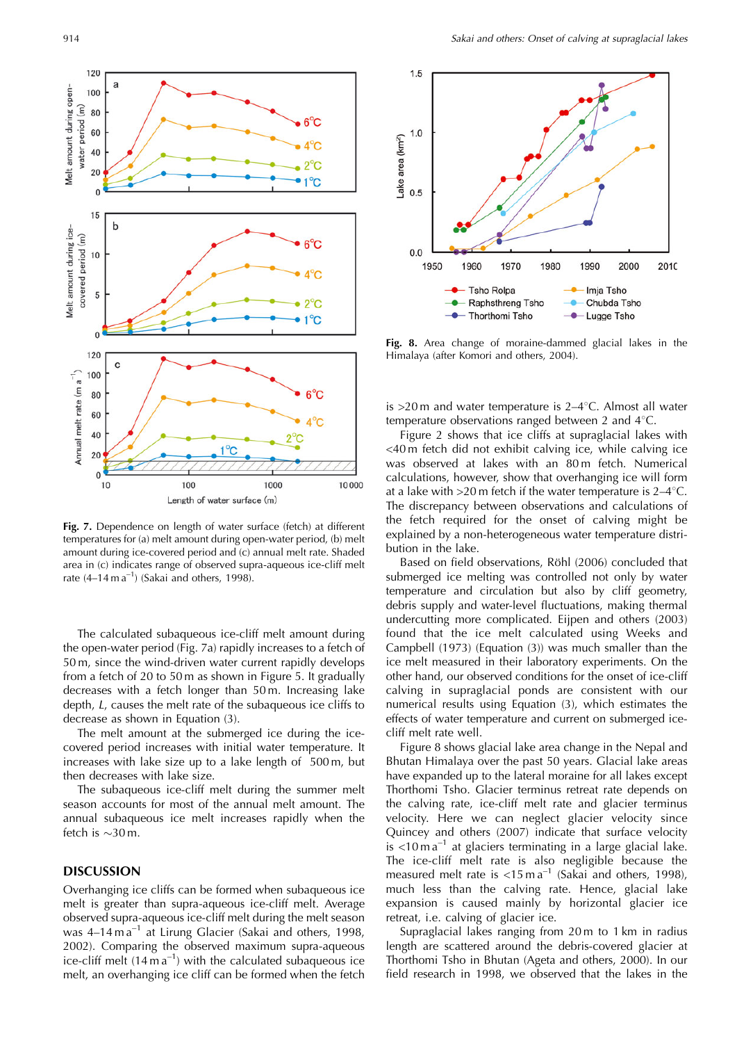Fig. 7. Dependence on length of water surface (fetch) at different temperatures for (a) melt amount during open-water period, (b) melt amount during ice-covered period and (c) annual melt rate. Shaded area in (c) indicates range of observed supra-aqueous ice-cliff melt rate (4–14 m a$^{-1}$) (Sakai and others, 1998).

The calculated subaqueous ice-cliff melt amount during the open-water period (Fig. 7a) rapidly increases to a fetch of 50 m, since the wind-driven water current rapidly develops from a fetch of 20 to 50 m as shown in Figure 5. It gradually decreases with a fetch longer than 50 m. Increasing lake depth, $L$, causes the melt rate of the subaqueous ice cliffs to decrease as shown in Equation (3).

The melt amount at the submerged ice during the ice-covered period increases with initial water temperature. It increases with lake size up to a lake length of 500 m, but then decreases with lake size.

The subaqueous ice-cliff melt during the summer melt season accounts for most of the annual melt amount. The annual subaqueous ice melt increases rapidly when the fetch is ~30 m.

## DISCUSSION

Overhanging ice cliffs can be formed when subaqueous ice melt is greater than supra-aqueous ice-cliff melt. Average observed supra-aqueous ice-cliff melt during the melt season was 4–14 m a$^{-1}$ at Lirung Glacier (Sakai and others, 1998, 2002). Comparing the observed maximum supra-aqueous ice-cliff melt (14 m a$^{-1}$) with the calculated subaqueous ice melt, an overhanging ice cliff can be formed when the fetch is >20 m and water temperature is 2–4°C. Almost all water temperature observations ranged between 2 and 4°C.

Figure 2 shows that ice cliffs at supraglacial lakes with <40 m fetch did not exhibit calving ice, while calving ice was observed at lakes with an 80 m fetch. Numerical calculations, however, show that overhanging ice will form at a lake with >20 m fetch if the water temperature is 2–4°C. The discrepancy between observations and calculations of the fetch required for the onset of calving might be explained by a non-heterogeneous water temperature distribution in the lake.

Based on field observations, Röhl (2006) concluded that submerged ice melting was controlled not only by water temperature and circulation but also by cliff geometry, debris supply and water-level fluctuations, making thermal undercutting more complicated. Eijpen and others (2003) found that the ice melt calculated using Weeks and Campbell (1973) (Equation (3)) was much smaller than the ice melt measured in their laboratory experiments. On the other hand, our observed conditions for the onset of ice-cliff calving in supraglacial ponds are consistent with our numerical results using Equation (3), which estimates the effects of water temperature and current on submerged ice-cliff melt rate well.

Figure 8 shows glacial lake area change in the Nepal and Bhutan Himalaya over the past 50 years. Glacial lake areas have expanded up to the lateral moraine for all lakes except Thorthomi Tsho. Glacier terminus retreat rate depends on the calving rate, ice-cliff melt rate and glacier terminus velocity. Here we can neglect glacier velocity since Quincey and others (2007) indicate that surface velocity is <10 m a$^{-1}$ at glaciers terminating in a large glacial lake. The ice-cliff melt rate is also negligible because the measured melt rate is <15 m a$^{-1}$ (Sakai and others, 1998), much less than the calving rate. Hence, glacial lake expansion is caused mainly by horizontal glacier ice retreat, i.e. calving of glacier ice.

Supraglacial lakes ranging from 20 m to 1 km in radius length are scattered around the debris-covered glacier at Thorthomi Tsho in Bhutan (Ageta and others, 2000). In our field research in 1998, we observed that the lakes in the

Fig. 8. Area change of moraine-dammed glacial lakes in the Himalaya (after Komori and others, 2004).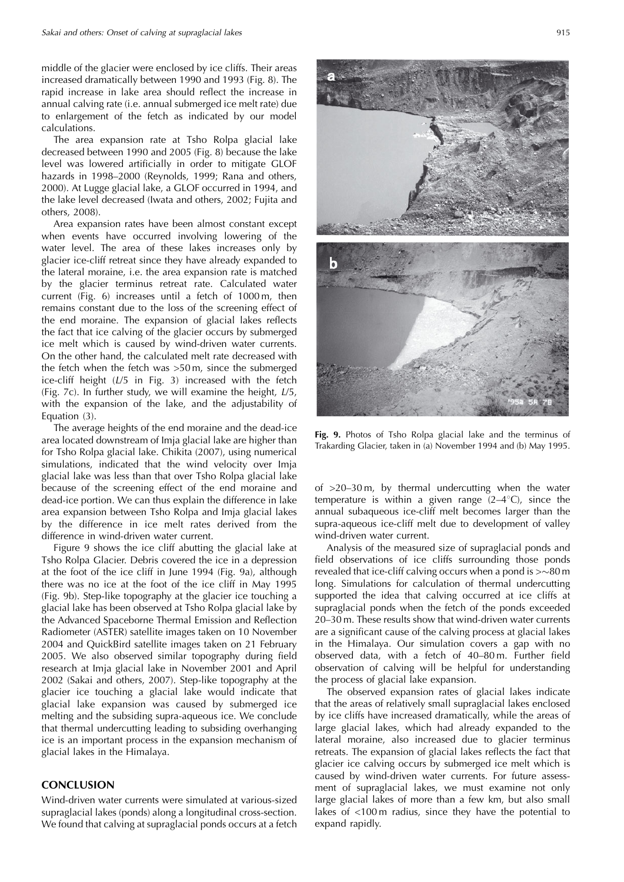middle of the glacier were enclosed by ice cliffs. Their areas increased dramatically between 1990 and 1993 (Fig. 8). The rapid increase in lake area should reflect the increase in annual calving rate (i.e. annual submerged ice melt rate) due to enlargement of the fetch as indicated by our model calculations.

The area expansion rate at Tsho Rolpa glacial lake decreased between 1990 and 2005 (Fig. 8) because the lake level was lowered artificially in order to mitigate GLOF hazards in 1998–2000 (Reynolds, 1999; Rana and others, 2000). At Lugge glacial lake, a GLOF occurred in 1994, and the lake level decreased (Iwata and others, 2002; Fujita and others, 2008).

Area expansion rates have been almost constant except when events have occurred involving lowering of the water level. The area of these lakes increases only by glacier ice-cliff retreat since they have already expanded to the lateral moraine, i.e. the area expansion rate is matched by the glacier terminus retreat rate. Calculated water current (Fig. 6) increases until a fetch of 1000 m, then remains constant due to the loss of the screening effect of the end moraine. The expansion of glacial lakes reflects the fact that ice calving of the glacier occurs by submerged ice melt which is caused by wind-driven water currents. On the other hand, the calculated melt rate decreased with the fetch when the fetch was >50 m, since the submerged ice-cliff height ($L/5$ in Fig. 3) increased with the fetch (Fig. 7c). In further study, we will examine the height, $L/5$, with the expansion of the lake, and the adjustability of Equation (3).

The average heights of the end moraine and the dead-ice area located downstream of Imja glacial lake are higher than for Tsho Rolpa glacial lake. Chikita (2007), using numerical simulations, indicated that the wind velocity over Imja glacial lake was less than that over Tsho Rolpa glacial lake because of the screening effect of the end moraine and dead-ice portion. We can thus explain the difference in lake area expansion between Tsho Rolpa and Imja glacial lakes by the difference in ice melt rates derived from the difference in wind-driven water current.

Figure 9 shows the ice cliff abutting the glacial lake at Tsho Rolpa Glacier. Debris covered the ice in a depression at the foot of the ice cliff in June 1994 (Fig. 9a), although there was no ice at the foot of the ice cliff in May 1995 (Fig. 9b). Step-like topography at the glacier ice touching a glacial lake has been observed at Tsho Rolpa glacial lake by the Advanced Spaceborne Thermal Emission and Reflection Radiometer (ASTER) satellite images taken on 10 November 2004 and QuickBird satellite images taken on 21 February 2005. We also observed similar topography during field research at Imja glacial lake in November 2001 and April 2002 (Sakai and others, 2007). Step-like topography at the glacier ice touching a glacial lake would indicate that glacial lake expansion was caused by submerged ice melting and the subsiding supra-aqueous ice. We conclude that thermal undercutting leading to subsiding overhanging ice is an important process in the expansion mechanism of glacial lakes in the Himalaya.

**Fig. 9.** Photos of Tsho Rolpa glacial lake and the terminus of Trakarding Glacier, taken in (a) November 1994 and (b) May 1995.

## CONCLUSION

Wind-driven water currents were simulated at various-sized supraglacial lakes (ponds) along a longitudinal cross-section. We found that calving at supraglacial ponds occurs at a fetch of >20–30 m, by thermal undercutting when the water temperature is within a given range (2–4°C), since the annual subaqueous ice-cliff melt becomes larger than the supra-aqueous ice-cliff melt due to development of valley wind-driven water current.

Analysis of the measured size of supraglacial ponds and field observations of ice cliffs surrounding those ponds revealed that ice-cliff calving occurs when a pond is >~80 m long. Simulations for calculation of thermal undercutting supported the idea that calving occurred at ice cliffs at supraglacial ponds when the fetch of the ponds exceeded 20–30 m. These results show that wind-driven water currents are a significant cause of the calving process at glacial lakes in the Himalaya. Our simulation covers a gap with no observed data, with a fetch of 40–80 m. Further field observation of calving will be helpful for understanding the process of glacial lake expansion.

The observed expansion rates of glacial lakes indicate that the areas of relatively small supraglacial lakes enclosed by ice cliffs have increased dramatically, while the areas of large glacial lakes, which had already expanded to the lateral moraine, also increased due to glacier terminus retreats. The expansion of glacial lakes reflects the fact that glacier ice calving occurs by submerged ice melt which is caused by wind-driven water currents. For future assessment of supraglacial lakes, we must examine not only large glacial lakes of more than a few km, but also small lakes of <100 m radius, since they have the potential to expand rapidly.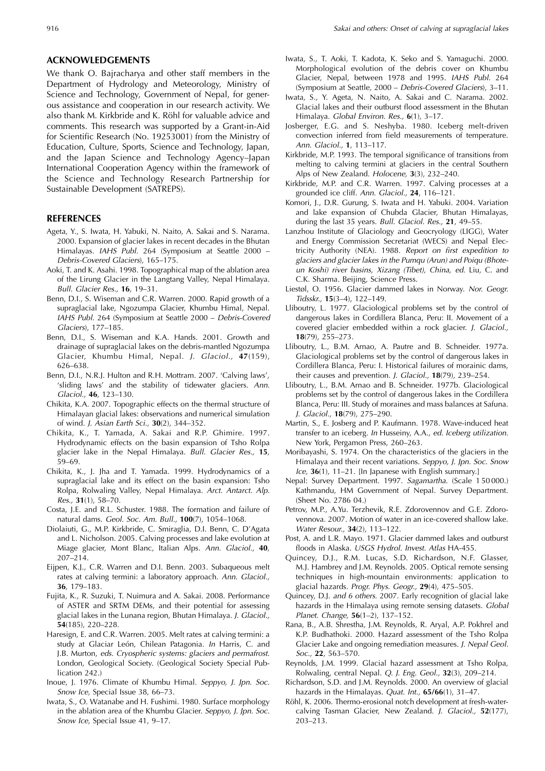## ACKNOWLEDGEMENTS

We thank O. Bajracharya and other staff members in the Department of Hydrology and Meteorology, Ministry of Science and Technology, Government of Nepal, for generous assistance and cooperation in our research activity. We also thank M. Kirkbride and K. Röhl for valuable advice and comments. This research was supported by a Grant-in-Aid for Scientific Research (No. 19253001) from the Ministry of Education, Culture, Sports, Science and Technology, Japan, and the Japan Science and Technology Agency–Japan International Cooperation Agency within the framework of the Science and Technology Research Partnership for Sustainable Development (SATREPS).

## REFERENCES

Ageta, Y., S. Iwata, H. Yabuki, N. Naito, A. Sakai and S. Narama. 2000. Expansion of glacier lakes in recent decades in the Bhutan Himalayas. *IAHS Publ.* 264 (Symposium at Seattle 2000 – *Debris-Covered Glaciers*), 165–175.

Aoki, T. and K. Asahi. 1998. Topographical map of the ablation area of the Lirung Glacier in the Langtang Valley, Nepal Himalaya. *Bull. Glacier Res.,* **16**, 19–31.

Benn, D.I., S. Wiseman and C.R. Warren. 2000. Rapid growth of a supraglacial lake, Ngozumpa Glacier, Khumbu Himal, Nepal. *IAHS Publ.* 264 (Symposium at Seattle 2000 – *Debris-Covered Glaciers*), 177–185.

Benn, D.I., S. Wiseman and K.A. Hands. 2001. Growth and drainage of supraglacial lakes on the debris-mantled Ngozumpa Glacier, Khumbu Himal, Nepal. *J. Glaciol.,* **47**(159), 626–638.

Benn, D.I., N.R.J. Hulton and R.H. Mottram. 2007. 'Calving laws', 'sliding laws' and the stability of tidewater glaciers. *Ann. Glaciol.,* **46**, 123–130.

Chikita, K.A. 2007. Topographic effects on the thermal structure of Himalayan glacial lakes: observations and numerical simulation of wind. *J. Asian Earth Sci.,* **30**(2), 344–352.

Chikita, K., T. Yamada, A. Sakai and R.P. Ghimire. 1997. Hydrodynamic effects on the basin expansion of Tsho Rolpa glacier lake in the Nepal Himalaya. *Bull. Glacier Res.,* **15**, 59–69.

Chikita, K., J. Jha and T. Yamada. 1999. Hydrodynamics of a supraglacial lake and its effect on the basin expansion: Tsho Rolpa, Rolwaling Valley, Nepal Himalaya. *Arct. Antarct. Alp. Res.,* **31**(1), 58–70.

Costa, J.E. and R.L. Schuster. 1988. The formation and failure of natural dams. *Geol. Soc. Am. Bull.,* **100**(7), 1054–1068.

Diolaiuti, G., M.P. Kirkbride, C. Smiraglia, D.I. Benn, C. D'Agata and L. Nicholson. 2005. Calving processes and lake evolution at Miage glacier, Mont Blanc, Italian Alps. *Ann. Glaciol.,* **40**, 207–214.

Eijpen, K.J., C.R. Warren and D.I. Benn. 2003. Subaqueous melt rates at calving termini: a laboratory approach. *Ann. Glaciol.,* **36**, 179–183.

Fujita, K., R. Suzuki, T. Nuimura and A. Sakai. 2008. Performance of ASTER and SRTM DEMs, and their potential for assessing glacial lakes in the Lunana region, Bhutan Himalaya. *J. Glaciol.,* **54**(185), 220–228.

Haresign, E. and C.R. Warren. 2005. Melt rates at calving termini: a study at Glaciar León, Chilean Patagonia. *In* Harris, C. and J.B. Murton, *eds. Cryospheric systems: glaciers and permafrost.* London, Geological Society. (Geological Society Special Publication 242.)

Inoue, J. 1976. Climate of Khumbu Himal. *Seppyo, J. Jpn. Soc. Snow Ice*, Special Issue 38, 66–73.

Iwata, S., O. Watanabe and H. Fushimi. 1980. Surface morphology in the ablation area of the Khumbu Glacier. *Seppyo, J. Jpn. Soc. Snow Ice*, Special Issue 41, 9–17.

Iwata, S., T. Aoki, T. Kadota, K. Seko and S. Yamaguchi. 2000. Morphological evolution of the debris cover on Khumbu Glacier, Nepal, between 1978 and 1995. *IAHS Publ.* 264 (Symposium at Seattle, 2000 – *Debris-Covered Glaciers*), 3–11.

Iwata, S., Y. Ageta, N. Naito, A. Sakai and C. Narama. 2002. Glacial lakes and their outburst flood assessment in the Bhutan Himalaya. *Global Environ. Res.,* **6**(1), 3–17.

Josberger, E.G. and S. Neshyba. 1980. Iceberg melt-driven convection inferred from field measurements of temperature. *Ann. Glaciol.,* **1**, 113–117.

Kirkbride, M.P. 1993. The temporal significance of transitions from melting to calving termini at glaciers in the central Southern Alps of New Zealand. *Holocene,* **3**(3), 232–240.

Kirkbride, M.P. and C.R. Warren. 1997. Calving processes at a grounded ice cliff. *Ann. Glaciol.,* **24**, 116–121.

Komori, J., D.R. Gurung, S. Iwata and H. Yabuki. 2004. Variation and lake expansion of Chubda Glacier, Bhutan Himalayas, during the last 35 years. *Bull. Glaciol. Res.,* **21**, 49–55.

Lanzhou Institute of Glaciology and Geocryology (LIGG), Water and Energy Commission Secretariat (WECS) and Nepal Electricity Authority (NEA). 1988. *Report on first expedition to glaciers and glacier lakes in the Pumqu (Arun) and Poiqu (Bhote-un Koshi) river basins, Xizang (Tibet), China, ed.* Liu, C. and C.K. Sharma. Beijing, Science Press.

Liestøl, O. 1956. Glacier dammed lakes in Norway. *Nor. Geogr. Tidsskr.,* **15**(3–4), 122–149.

Lliboutry, L. 1977. Glaciological problems set by the control of dangerous lakes in Cordillera Blanca, Peru: II. Movement of a covered glacier embedded within a rock glacier. *J. Glaciol.,* **18**(79), 255–273.

Lliboutry, L., B.M. Arnao, A. Pautre and B. Schneider. 1977a. Glaciological problems set by the control of dangerous lakes in Cordillera Blanca, Peru: I. Historical failures of morainic dams, their causes and prevention. *J. Glaciol.,* **18**(79), 239–254.

Lliboutry, L., B.M. Arnao and B. Schneider. 1977b. Glaciological problems set by the control of dangerous lakes in the Cordillera Blanca, Peru: III. Study of moraines and mass balances at Safuna. *J. Glaciol.,* **18**(79), 275–290.

Martin, S., E. Josberg and P. Kaufmann. 1978. Wave-induced heat transfer to an iceberg. *In* Husseiny, A.A., *ed. Iceberg utilization.* New York, Pergamon Press, 260–263.

Moribayashi, S. 1974. On the characteristics of the glaciers in the Himalaya and their recent variations. *Seppyo, J. Jpn. Soc. Snow Ice,* **36**(1), 11–21. [In Japanese with English summary.]

Nepal: Survey Department. 1997. *Sagamartha.* (Scale 1 50 000.) Kathmandu, HM Government of Nepal. Survey Department. (Sheet No. 2786 04.)

Petrov, M.P., A.Yu. Terzhevik, R.E. Zdorovennov and G.E. Zdorovennova. 2007. Motion of water in an ice-covered shallow lake. *Water Resour.,* **34**(2), 113–122.

Post, A. and L.R. Mayo. 1971. Glacier dammed lakes and outburst floods in Alaska. *USGS Hydrol. Invest. Atlas* HA-455.

Quincey, D.J., R.M. Lucas, S.D. Richardson, N.F. Glasser, M.J. Hambrey and J.M. Reynolds. 2005. Optical remote sensing techniques in high-mountain environments: application to glacial hazards. *Progr. Phys. Geogr.,* **29**(4), 475–505.

Quincey, D.J. *and 6 others.* 2007. Early recognition of glacial lake hazards in the Himalaya using remote sensing datasets. *Global Planet. Change,* **56**(1–2), 137–152.

Rana, B., A.B. Shrestha, J.M. Reynolds, R. Aryal, A.P. Pokhrel and K.P. Budhathoki. 2000. Hazard assessment of the Tsho Rolpa Glacier Lake and ongoing remediation measures. *J. Nepal Geol. Soc.,* **22**, 563–570.

Reynolds, J.M. 1999. Glacial hazard assessment at Tsho Rolpa, Rolwaling, central Nepal. *Q. J. Eng. Geol.,* **32**(3), 209–214.

Richardson, S.D. and J.M. Reynolds. 2000. An overview of glacial hazards in the Himalayas. *Quat. Int.,* **65/66**(1), 31–47.

Röhl, K. 2006. Thermo-erosional notch development at fresh-water-calving Tasman Glacier, New Zealand. *J. Glaciol.,* **52**(177), 203–213.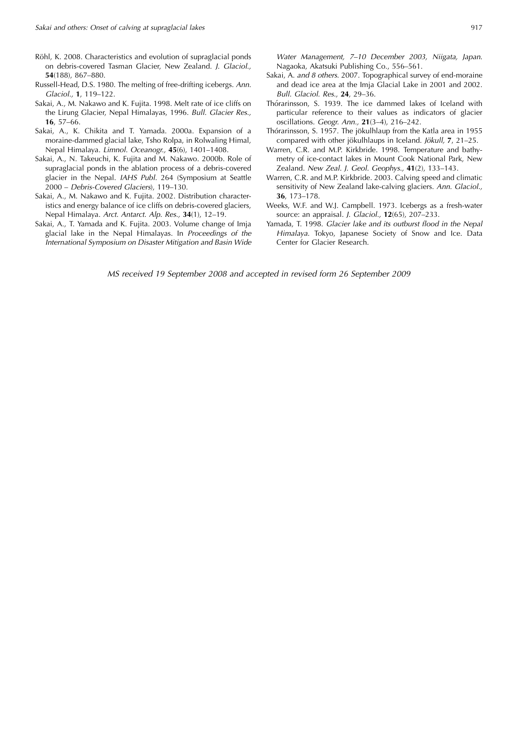Röhl, K. 2008. Characteristics and evolution of supraglacial ponds on debris-covered Tasman Glacier, New Zealand. *J. Glaciol.,* **54**(188), 867–880.

Russell-Head, D.S. 1980. The melting of free-drifting icebergs. *Ann. Glaciol.,* **1**, 119–122.

Sakai, A., M. Nakawo and K. Fujita. 1998. Melt rate of ice cliffs on the Lirung Glacier, Nepal Himalayas, 1996. *Bull. Glacier Res.,* **16**, 57–66.

Sakai, A., K. Chikita and T. Yamada. 2000a. Expansion of a moraine-dammed glacial lake, Tsho Rolpa, in Rolwaling Himal, Nepal Himalaya. *Limnol. Oceanogr.,* **45**(6), 1401–1408.

Sakai, A., N. Takeuchi, K. Fujita and M. Nakawo. 2000b. Role of supraglacial ponds in the ablation process of a debris-covered glacier in the Nepal. *IAHS Publ.* 264 (Symposium at Seattle 2000 – *Debris-Covered Glaciers*), 119–130.

Sakai, A., M. Nakawo and K. Fujita. 2002. Distribution characteristics and energy balance of ice cliffs on debris-covered glaciers, Nepal Himalaya. *Arct. Antarct. Alp. Res.,* **34**(1), 12–19.

Sakai, A., T. Yamada and K. Fujita. 2003. Volume change of Imja glacial lake in the Nepal Himalayas. In *Proceedings of the International Symposium on Disaster Mitigation and Basin Wide Water Management, 7–10 December 2003, Niigata, Japan.* Nagaoka, Akatsuki Publishing Co., 556–561.

Sakai, A. *and 8 others*. 2007. Topographical survey of end-moraine and dead ice area at the Imja Glacial Lake in 2001 and 2002. *Bull. Glaciol. Res.,* **24**, 29–36.

Thórarinsson, S. 1939. The ice dammed lakes of Iceland with particular reference to their values as indicators of glacier oscillations. *Geogr. Ann.,* **21**(3–4), 216–242.

Thórarinsson, S. 1957. The jökulhlaup from the Katla area in 1955 compared with other jökulhlaups in Iceland. *Jökull,* **7**, 21–25.

Warren, C.R. and M.P. Kirkbride. 1998. Temperature and bathymetry of ice-contact lakes in Mount Cook National Park, New Zealand. *New Zeal. J. Geol. Geophys.,* **41**(2), 133–143.

Warren, C.R. and M.P. Kirkbride. 2003. Calving speed and climatic sensitivity of New Zealand lake-calving glaciers. *Ann. Glaciol.,* **36**, 173–178.

Weeks, W.F. and W.J. Campbell. 1973. Icebergs as a fresh-water source: an appraisal. *J. Glaciol.,* **12**(65), 207–233.

Yamada, T. 1998. *Glacier lake and its outburst flood in the Nepal Himalaya.* Tokyo, Japanese Society of Snow and Ice. Data Center for Glacier Research.

*MS received 19 September 2008 and accepted in revised form 26 September 2009*